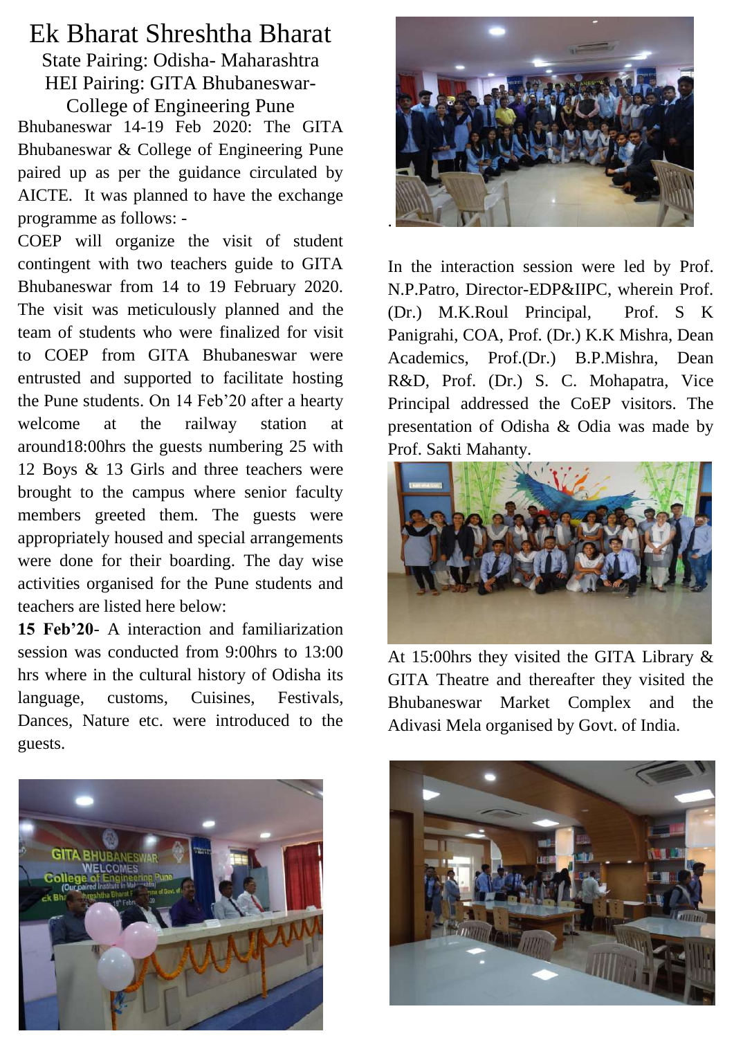# Ek Bharat Shreshtha Bharat

## State Pairing: Odisha- Maharashtra

## HEI Pairing: GITA Bhubaneswar- College of Engineering Pune

Bhubaneswar 14-19 Feb 2020: The GITA Bhubaneswar & College of Engineering Pune paired up as per the guidance circulated by AICTE. It was planned to have the exchange programme as follows: -

COEP will organize the visit of student contingent with two teachers guide to GITA Bhubaneswar from 14 to 19 February 2020. The visit was meticulously planned and the team of students who were finalized for visit to COEP from GITA Bhubaneswar were entrusted and supported to facilitate hosting the Pune students. On 14 Feb'20 after a hearty welcome at the railway station at around18:00hrs the guests numbering 25 with 12 Boys & 13 Girls and three teachers were brought to the campus where senior faculty members greeted them. The guests were appropriately housed and special arrangements were done for their boarding. The day wise activities organised for the Pune students and teachers are listed here below:

**15 Feb'20**- A interaction and familiarization session was conducted from 9:00hrs to 13:00 hrs where in the cultural history of Odisha its language, customs, Cuisines, Festivals, Dances, Nature etc. were introduced to the guests.

In the interaction session were led by Prof. N.P.Patro, Director-EDP&IIPC, wherein Prof. (Dr.) M.K.Roul Principal, Prof. S K Panigrahi, COA, Prof. (Dr.) K.K Mishra, Dean Academics, Prof.(Dr.) B.P.Mishra, Dean R&D, Prof. (Dr.) S. C. Mohapatra, Vice Principal addressed the CoEP visitors. The presentation of Odisha & Odia was made by Prof. Sakti Mahanty.

At 15:00hrs they visited the GITA Library & GITA Theatre and thereafter they visited the Bhubaneswar Market Complex and the Adivasi Mela organised by Govt. of India.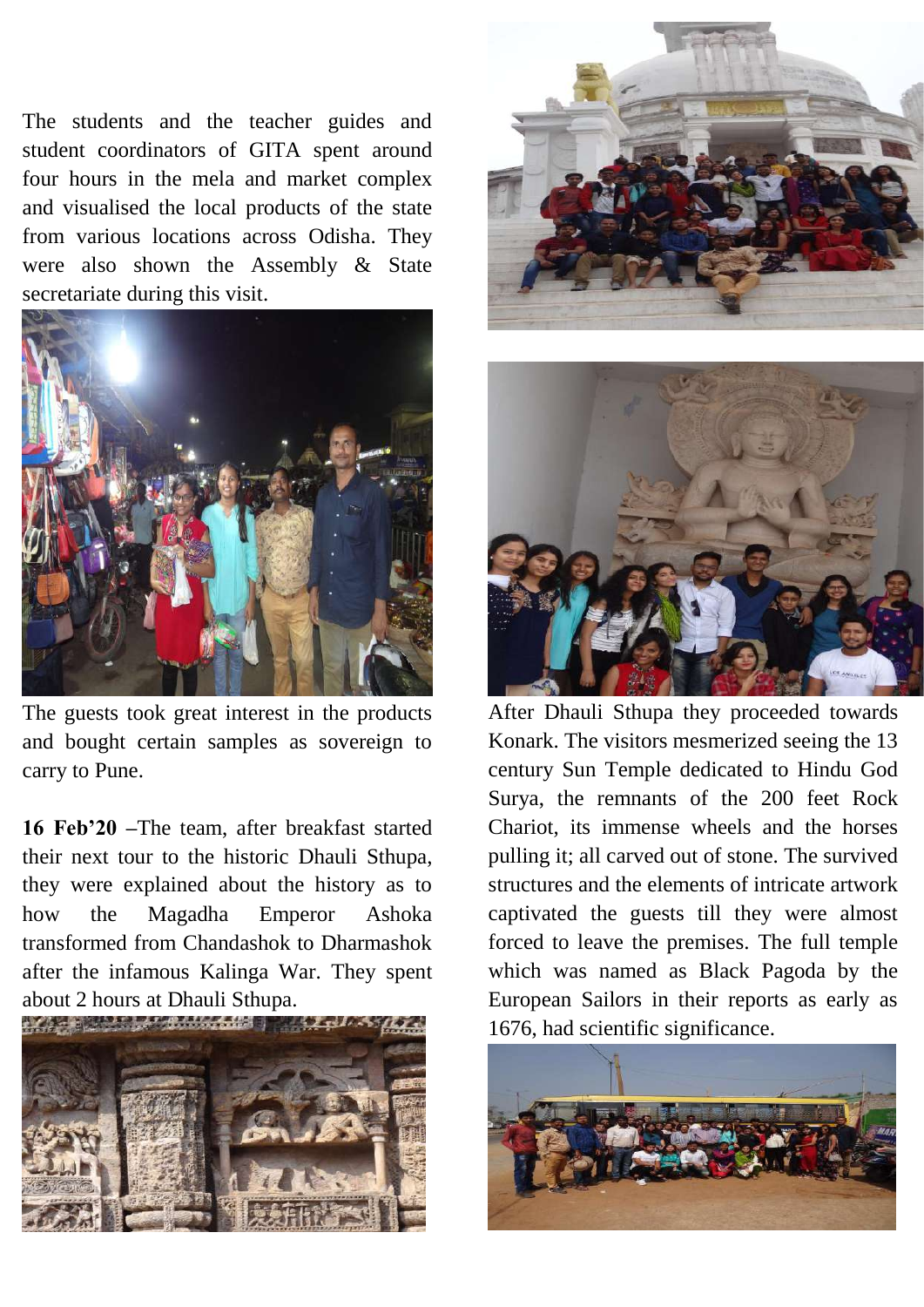The students and the teacher guides and student coordinators of GITA spent around four hours in the mela and market complex and visualised the local products of the state from various locations across Odisha. They were also shown the Assembly & State secretariate during this visit.

The guests took great interest in the products and bought certain samples as sovereign to carry to Pune.

**16 Feb'20** –The team, after breakfast started their next tour to the historic Dhauli Sthupa, they were explained about the history as to how the Magadha Emperor Ashoka transformed from Chandashok to Dharmashok after the infamous Kalinga War. They spent about 2 hours at Dhauli Sthupa.

After Dhauli Sthupa they proceeded towards Konark. The visitors mesmerized seeing the 13 century Sun Temple dedicated to Hindu God Surya, the remnants of the 200 feet Rock Chariot, its immense wheels and the horses pulling it; all carved out of stone. The survived structures and the elements of intricate artwork captivated the guests till they were almost forced to leave the premises. The full temple which was named as Black Pagoda by the European Sailors in their reports as early as 1676, had scientific significance.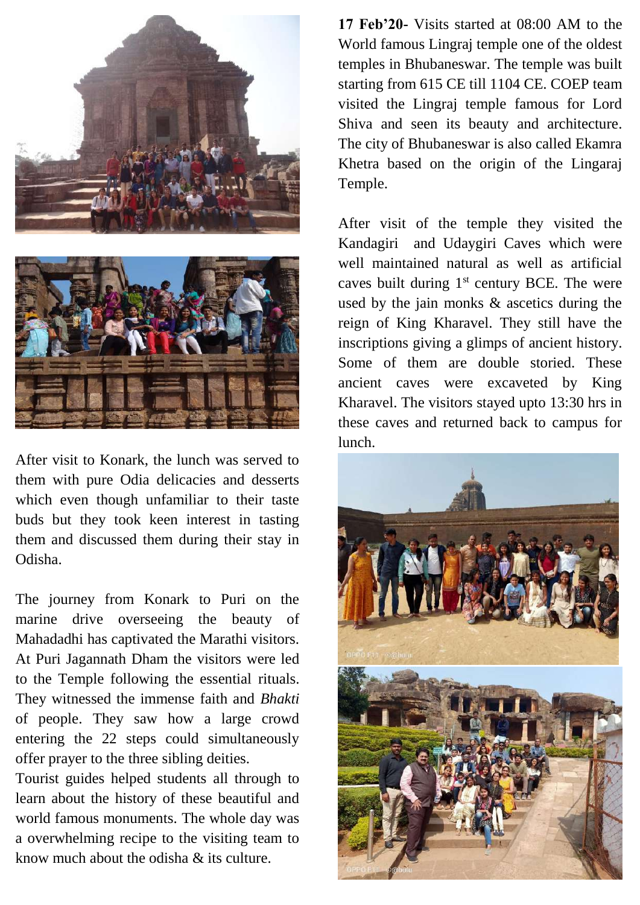**17 Feb'20-** Visits started at 08:00 AM to the World famous Lingraj temple one of the oldest temples in Bhubaneswar. The temple was built starting from 615 CE till 1104 CE. COEP team visited the Lingraj temple famous for Lord Shiva and seen its beauty and architecture. The city of Bhubaneswar is also called Ekamra Khetra based on the origin of the Lingaraj Temple.

After visit of the temple they visited the Kandagiri and Udaygiri Caves which were well maintained natural as well as artificial caves built during 1st century BCE. The were used by the jain monks & ascetics during the reign of King Kharavel. They still have the inscriptions giving a glimps of ancient history. Some of them are double storied. These ancient caves were excaveted by King Kharavel. The visitors stayed upto 13:30 hrs in these caves and returned back to campus for lunch.

After visit to Konark, the lunch was served to them with pure Odia delicacies and desserts which even though unfamiliar to their taste buds but they took keen interest in tasting them and discussed them during their stay in Odisha.

The journey from Konark to Puri on the marine drive overseeing the beauty of Mahadadhi has captivated the Marathi visitors. At Puri Jagannath Dham the visitors were led to the Temple following the essential rituals. They witnessed the immense faith and *Bhakti* of people. They saw how a large crowd entering the 22 steps could simultaneously offer prayer to the three sibling deities.

Tourist guides helped students all through to learn about the history of these beautiful and world famous monuments. The whole day was a overwhelming recipe to the visiting team to know much about the odisha & its culture.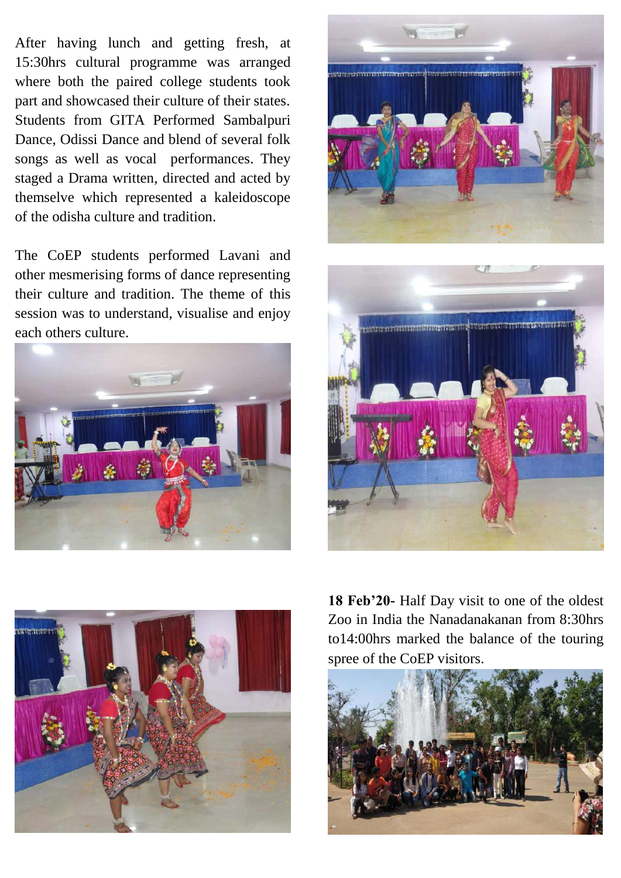After having lunch and getting fresh, at 15:30hrs cultural programme was arranged where both the paired college students took part and showcased their culture of their states. Students from GITA Performed Sambalpuri Dance, Odissi Dance and blend of several folk songs as well as vocal performances. They staged a Drama written, directed and acted by themselve which represented a kaleidoscope of the odisha culture and tradition.

The CoEP students performed Lavani and other mesmerising forms of dance representing their culture and tradition. The theme of this session was to understand, visualise and enjoy each others culture.

**18 Feb'20**- Half Day visit to one of the oldest Zoo in India the Nanadanakanan from 8:30hrs to14:00hrs marked the balance of the touring spree of the CoEP visitors.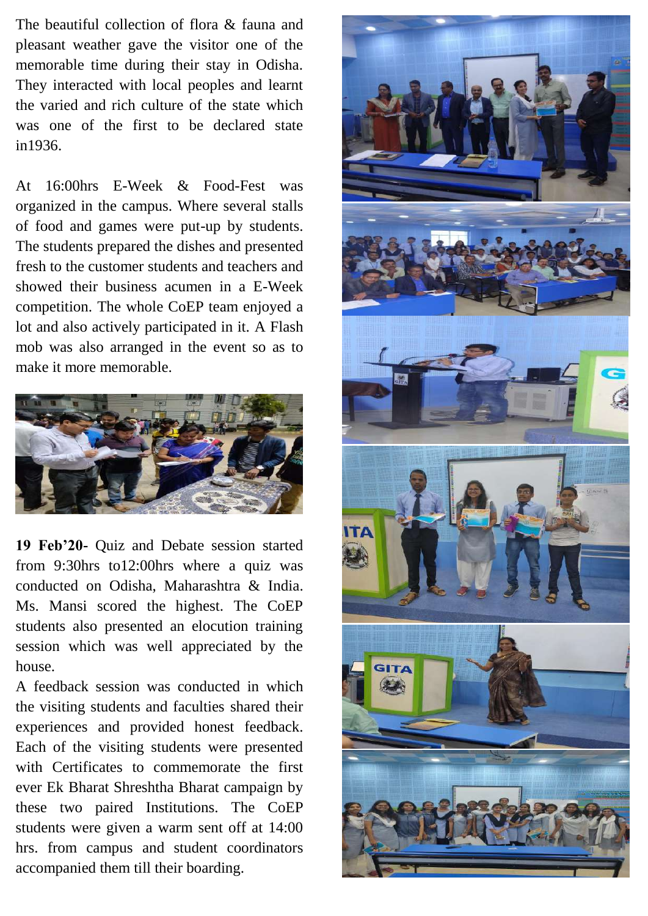The beautiful collection of flora & fauna and pleasant weather gave the visitor one of the memorable time during their stay in Odisha. They interacted with local peoples and learnt the varied and rich culture of the state which was one of the first to be declared state in1936.

At 16:00hrs E-Week & Food-Fest was organized in the campus. Where several stalls of food and games were put-up by students. The students prepared the dishes and presented fresh to the customer students and teachers and showed their business acumen in a E-Week competition. The whole CoEP team enjoyed a lot and also actively participated in it. A Flash mob was also arranged in the event so as to make it more memorable.

**19 Feb'20-** Quiz and Debate session started from 9:30hrs to12:00hrs where a quiz was conducted on Odisha, Maharashtra & India. Ms. Mansi scored the highest. The CoEP students also presented an elocution training session which was well appreciated by the house.

A feedback session was conducted in which the visiting students and faculties shared their experiences and provided honest feedback. Each of the visiting students were presented with Certificates to commemorate the first ever Ek Bharat Shreshtha Bharat campaign by these two paired Institutions. The CoEP students were given a warm sent off at 14:00 hrs. from campus and student coordinators accompanied them till their boarding.